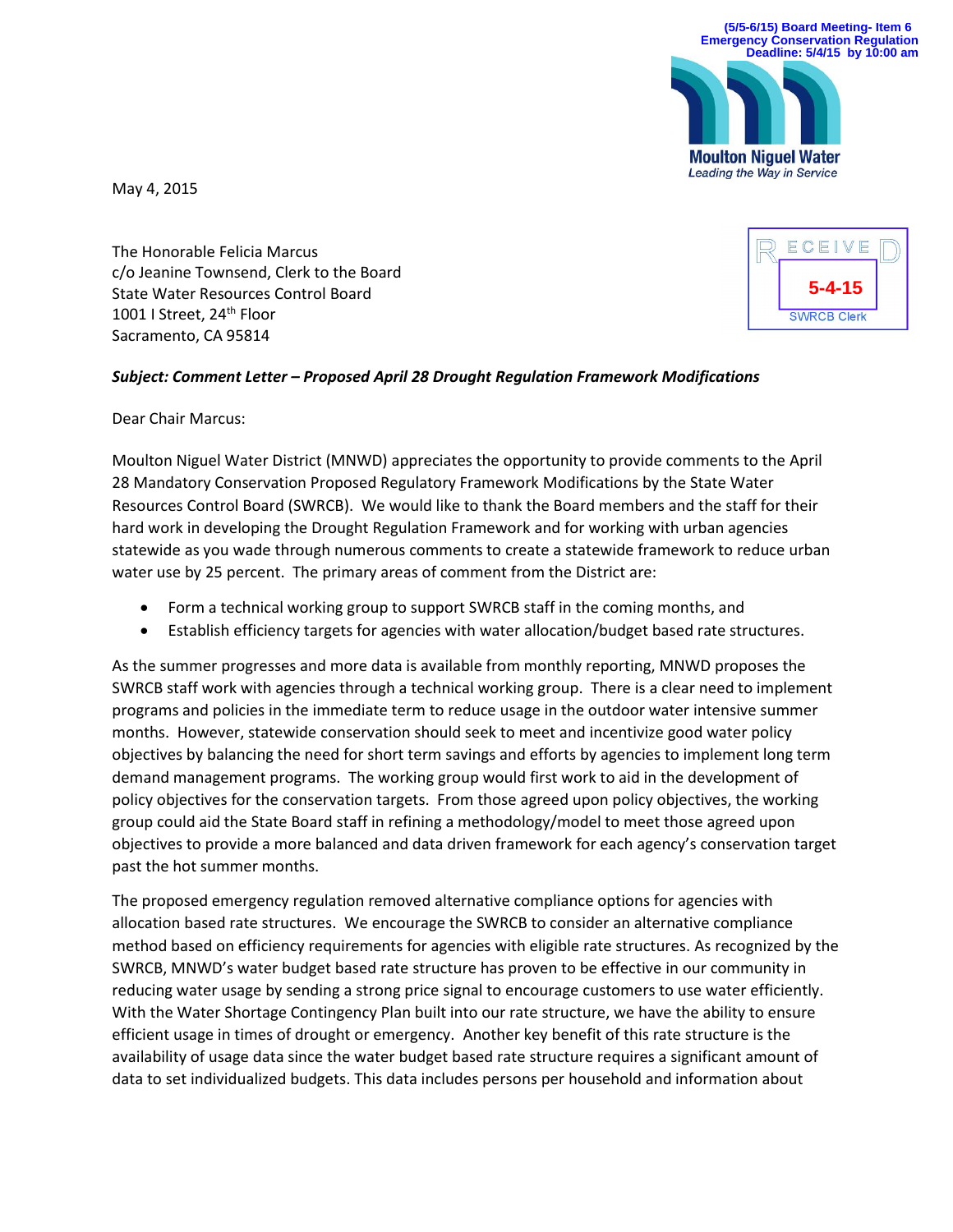(5/5-6/15) Board Meeting- Item 6
Emergency Conservation Regulation
Deadline: 5/4/15 by 10:00 am

Moulton Niguel Water
*Leading the Way in Service*

May 4, 2015

RECEIVED
5-4-15
SWRCB Clerk

The Honorable Felicia Marcus
c/o Jeanine Townsend, Clerk to the Board
State Water Resources Control Board
1001 I Street, 24th Floor
Sacramento, CA 95814

***Subject: Comment Letter – Proposed April 28 Drought Regulation Framework Modifications***

Dear Chair Marcus:

Moulton Niguel Water District (MNWD) appreciates the opportunity to provide comments to the April 28 Mandatory Conservation Proposed Regulatory Framework Modifications by the State Water Resources Control Board (SWRCB). We would like to thank the Board members and the staff for their hard work in developing the Drought Regulation Framework and for working with urban agencies statewide as you wade through numerous comments to create a statewide framework to reduce urban water use by 25 percent. The primary areas of comment from the District are:

- Form a technical working group to support SWRCB staff in the coming months, and
- Establish efficiency targets for agencies with water allocation/budget based rate structures.

As the summer progresses and more data is available from monthly reporting, MNWD proposes the SWRCB staff work with agencies through a technical working group. There is a clear need to implement programs and policies in the immediate term to reduce usage in the outdoor water intensive summer months. However, statewide conservation should seek to meet and incentivize good water policy objectives by balancing the need for short term savings and efforts by agencies to implement long term demand management programs. The working group would first work to aid in the development of policy objectives for the conservation targets. From those agreed upon policy objectives, the working group could aid the State Board staff in refining a methodology/model to meet those agreed upon objectives to provide a more balanced and data driven framework for each agency's conservation target past the hot summer months.

The proposed emergency regulation removed alternative compliance options for agencies with allocation based rate structures. We encourage the SWRCB to consider an alternative compliance method based on efficiency requirements for agencies with eligible rate structures. As recognized by the SWRCB, MNWD's water budget based rate structure has proven to be effective in our community in reducing water usage by sending a strong price signal to encourage customers to use water efficiently. With the Water Shortage Contingency Plan built into our rate structure, we have the ability to ensure efficient usage in times of drought or emergency. Another key benefit of this rate structure is the availability of usage data since the water budget based rate structure requires a significant amount of data to set individualized budgets. This data includes persons per household and information about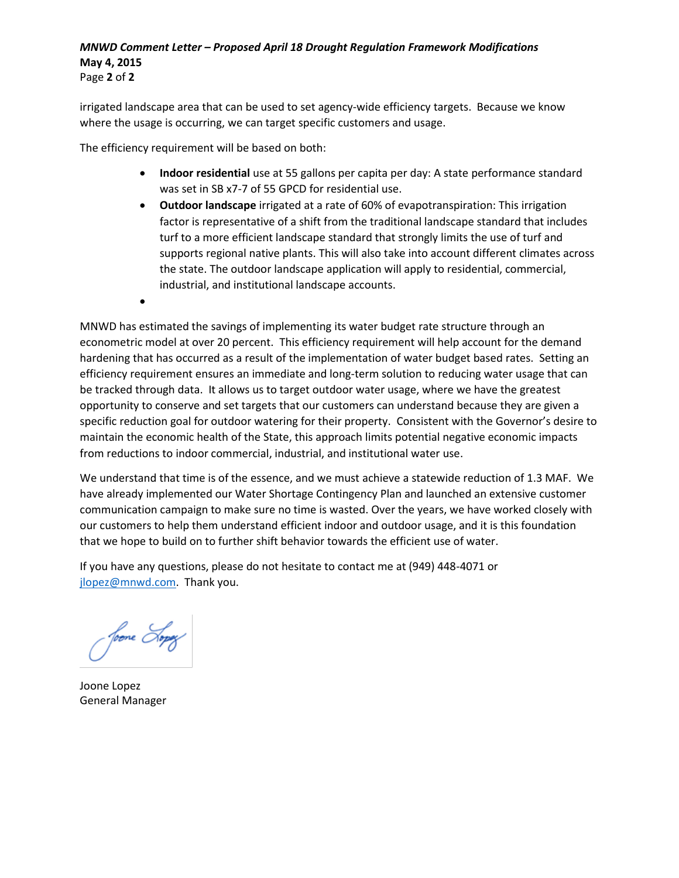irrigated landscape area that can be used to set agency-wide efficiency targets. Because we know where the usage is occurring, we can target specific customers and usage.

The efficiency requirement will be based on both:

- **Indoor residential** use at 55 gallons per capita per day: A state performance standard was set in SB x7-7 of 55 GPCD for residential use.
- **Outdoor landscape** irrigated at a rate of 60% of evapotranspiration: This irrigation factor is representative of a shift from the traditional landscape standard that includes turf to a more efficient landscape standard that strongly limits the use of turf and supports regional native plants. This will also take into account different climates across the state. The outdoor landscape application will apply to residential, commercial, industrial, and institutional landscape accounts.
-

MNWD has estimated the savings of implementing its water budget rate structure through an econometric model at over 20 percent. This efficiency requirement will help account for the demand hardening that has occurred as a result of the implementation of water budget based rates. Setting an efficiency requirement ensures an immediate and long-term solution to reducing water usage that can be tracked through data. It allows us to target outdoor water usage, where we have the greatest opportunity to conserve and set targets that our customers can understand because they are given a specific reduction goal for outdoor watering for their property. Consistent with the Governor's desire to maintain the economic health of the State, this approach limits potential negative economic impacts from reductions to indoor commercial, industrial, and institutional water use.

We understand that time is of the essence, and we must achieve a statewide reduction of 1.3 MAF. We have already implemented our Water Shortage Contingency Plan and launched an extensive customer communication campaign to make sure no time is wasted. Over the years, we have worked closely with our customers to help them understand efficient indoor and outdoor usage, and it is this foundation that we hope to build on to further shift behavior towards the efficient use of water.

If you have any questions, please do not hesitate to contact me at (949) 448-4071 or jlopez@mnwd.com. Thank you.

Joone Lopez
General Manager